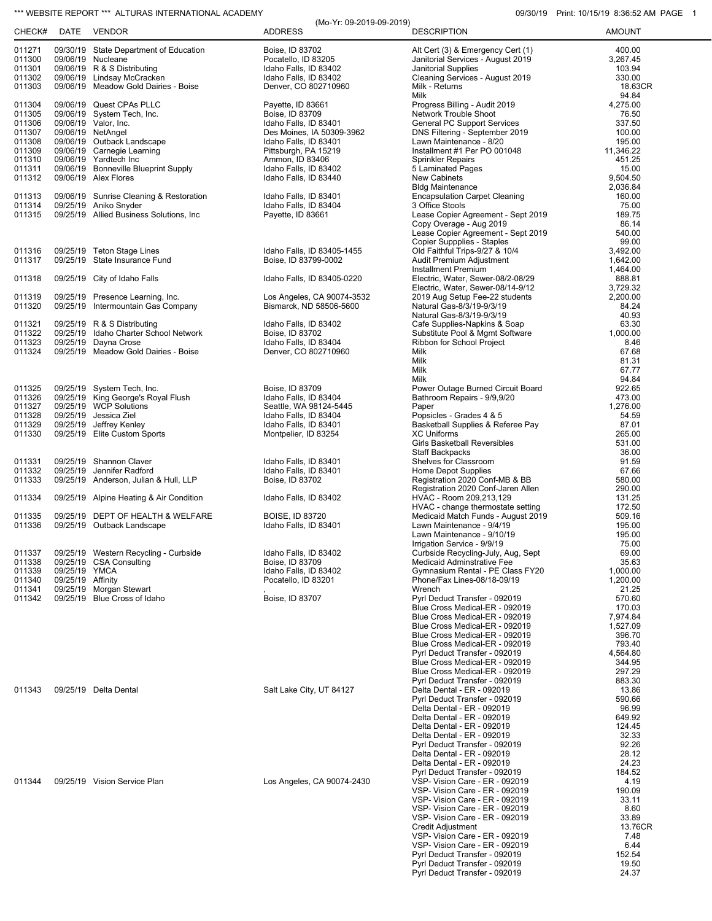*** WEBSITE REPORT *** ALTURAS INTERNATIONAL ACADEMY

09/30/19

(Mo-Yr: 09-2019-09-2019)

| CHECK# | DATE | VENDOR | ADDRESS | DESCRIPTION | AMOUNT |
|---|---|---|---|---|---|
| 011271 | 09/30/19 | State Department of Education | Boise, ID 83702 | Alt Cert (3) & Emergency Cert (1) | 400.00 |
| 011300 | 09/06/19 | Nucleane | Pocatello, ID 83205 | Janitorial Services - August 2019 | 3,267.45 |
| 011301 | 09/06/19 | R & S Distributing | Idaho Falls, ID 83402 | Janitorial Supplies | 103.94 |
| 011302 | 09/06/19 | Lindsay McCracken | Idaho Falls, ID 83402 | Cleaning Services - August 2019 | 330.00 |
| 011303 | 09/06/19 | Meadow Gold Dairies - Boise | Denver, CO 802710960 | Milk - Returns | 18.63CR |
| | | | | Milk | 94.84 |
| 011304 | 09/06/19 | Quest CPAs PLLC | Payette, ID 83661 | Progress Billing - Audit 2019 | 4,275.00 |
| 011305 | 09/06/19 | System Tech, Inc. | Boise, ID 83709 | Network Trouble Shoot | 76.50 |
| 011306 | 09/06/19 | Valor, Inc. | Idaho Falls, ID 83401 | General PC Support Services | 337.50 |
| 011307 | 09/06/19 | NetAngel | Des Moines, IA 50309-3962 | DNS Filtering - September 2019 | 100.00 |
| 011308 | 09/06/19 | Outback Landscape | Idaho Falls, ID 83401 | Lawn Maintenance - 8/20 | 195.00 |
| 011309 | 09/06/19 | Carnegie Learning | Pittsburgh, PA 15219 | Installment #1 Per PO 001048 | 11,346.22 |
| 011310 | 09/06/19 | Yardtech Inc | Ammon, ID 83406 | Sprinkler Repairs | 451.25 |
| 011311 | 09/06/19 | Bonneville Blueprint Supply | Idaho Falls, ID 83402 | 5 Laminated Pages | 15.00 |
| 011312 | 09/06/19 | Alex Flores | Idaho Falls, ID 83440 | New Cabinets | 9,504.50 |
| | | | | Bldg Maintenance | 2,036.84 |
| 011313 | 09/06/19 | Sunrise Cleaning & Restoration | Idaho Falls, ID 83401 | Encapsulation Carpet Cleaning | 160.00 |
| 011314 | 09/25/19 | Aniko Snyder | Idaho Falls, ID 83404 | 3 Office Stools | 75.00 |
| 011315 | 09/25/19 | Allied Business Solutions, Inc | Payette, ID 83661 | Lease Copier Agreement - Sept 2019 | 189.75 |
| | | | | Copy Overage - Aug 2019 | 86.14 |
| | | | | Lease Copier Agreement - Sept 2019 | 540.00 |
| | | | | Copier Suppplies - Staples | 99.00 |
| 011316 | 09/25/19 | Teton Stage Lines | Idaho Falls, ID 83405-1455 | Old Faithful Trips-9/27 & 10/4 | 3,492.00 |
| 011317 | 09/25/19 | State Insurance Fund | Boise, ID 83799-0002 | Audit Premium Adjustment | 1,642.00 |
| | | | | Installment Premium | 1,464.00 |
| 011318 | 09/25/19 | City of Idaho Falls | Idaho Falls, ID 83405-0220 | Electric, Water, Sewer-08/2-08/29 | 888.81 |
| | | | | Electric, Water, Sewer-08/14-9/12 | 3,729.32 |
| 011319 | 09/25/19 | Presence Learning, Inc. | Los Angeles, CA 90074-3532 | 2019 Aug Setup Fee-22 students | 2,200.00 |
| 011320 | 09/25/19 | Intermountain Gas Company | Bismarck, ND 58506-5600 | Natural Gas-8/3/19-9/3/19 | 84.24 |
| | | | | Natural Gas-8/3/19-9/3/19 | 40.93 |
| 011321 | 09/25/19 | R & S Distributing | Idaho Falls, ID 83402 | Cafe Supplies-Napkins & Soap | 63.30 |
| 011322 | 09/25/19 | Idaho Charter School Network | Boise, ID 83702 | Substitute Pool & Mgmt Software | 1,000.00 |
| 011323 | 09/25/19 | Dayna Crose | Idaho Falls, ID 83404 | Ribbon for School Project | 8.46 |
| 011324 | 09/25/19 | Meadow Gold Dairies - Boise | Denver, CO 802710960 | Milk | 67.68 |
| | | | | Milk | 81.31 |
| | | | | Milk | 67.77 |
| | | | | Milk | 94.84 |
| 011325 | 09/25/19 | System Tech, Inc. | Boise, ID 83709 | Power Outage Burned Circuit Board | 922.65 |
| 011326 | 09/25/19 | King George's Royal Flush | Idaho Falls, ID 83404 | Bathroom Repairs - 9/9,9/20 | 473.00 |
| 011327 | 09/25/19 | WCP Solutions | Seattle, WA 98124-5445 | Paper | 1,276.00 |
| 011328 | 09/25/19 | Jessica Ziel | Idaho Falls, ID 83404 | Popsicles - Grades 4 & 5 | 54.59 |
| 011329 | 09/25/19 | Jeffrey Kenley | Idaho Falls, ID 83401 | Basketball Supplies & Referee Pay | 87.01 |
| 011330 | 09/25/19 | Elite Custom Sports | Montpelier, ID 83254 | XC Uniforms | 265.00 |
| | | | | Girls Basketball Reversibles | 531.00 |
| | | | | Staff Backpacks | 36.00 |
| 011331 | 09/25/19 | Shannon Claver | Idaho Falls, ID 83401 | Shelves for Classroom | 91.59 |
| 011332 | 09/25/19 | Jennifer Radford | Idaho Falls, ID 83401 | Home Depot Supplies | 67.66 |
| 011333 | 09/25/19 | Anderson, Julian & Hull, LLP | Boise, ID 83702 | Registration 2020 Conf-MB & BB | 580.00 |
| | | | | Registration 2020 Conf-Jaren Allen | 290.00 |
| 011334 | 09/25/19 | Alpine Heating & Air Condition | Idaho Falls, ID 83402 | HVAC - Room 209,213,129 | 131.25 |
| | | | | HVAC - change thermostate setting | 172.50 |
| 011335 | 09/25/19 | DEPT OF HEALTH & WELFARE | BOISE, ID 83720 | Medicaid Match Funds - August 2019 | 509.16 |
| 011336 | 09/25/19 | Outback Landscape | Idaho Falls, ID 83401 | Lawn Maintenance - 9/4/19 | 195.00 |
| | | | | Lawn Maintenance - 9/10/19 | 195.00 |
| | | | | Irrigation Service - 9/9/19 | 75.00 |
| 011337 | 09/25/19 | Western Recycling - Curbside | Idaho Falls, ID 83402 | Curbside Recycling-July, Aug, Sept | 69.00 |
| 011338 | 09/25/19 | CSA Consulting | Boise, ID 83709 | Medicaid Adminstrative Fee | 35.63 |
| 011339 | 09/25/19 | YMCA | Idaho Falls, ID 83402 | Gymnasium Rental - PE Class FY20 | 1,000.00 |
| 011340 | 09/25/19 | Affinity | Pocatello, ID 83201 | Phone/Fax Lines-08/18-09/19 | 1,200.00 |
| 011341 | 09/25/19 | Morgan Stewart | , | Wrench | 21.25 |
| 011342 | 09/25/19 | Blue Cross of Idaho | Boise, ID 83707 | Pyrl Deduct Transfer - 092019 | 570.60 |
| | | | | Blue Cross Medical-ER - 092019 | 170.03 |
| | | | | Blue Cross Medical-ER - 092019 | 7,974.84 |
| | | | | Blue Cross Medical-ER - 092019 | 1,527.09 |
| | | | | Blue Cross Medical-ER - 092019 | 396.70 |
| | | | | Blue Cross Medical-ER - 092019 | 793.40 |
| | | | | Pyrl Deduct Transfer - 092019 | 4,564.80 |
| | | | | Blue Cross Medical-ER - 092019 | 344.95 |
| | | | | Blue Cross Medical-ER - 092019 | 297.29 |
| | | | | Pyrl Deduct Transfer - 092019 | 883.30 |
| 011343 | 09/25/19 | Delta Dental | Salt Lake City, UT 84127 | Delta Dental - ER - 092019 | 13.86 |
| | | | | Pyrl Deduct Transfer - 092019 | 590.66 |
| | | | | Delta Dental - ER - 092019 | 96.99 |
| | | | | Delta Dental - ER - 092019 | 649.92 |
| | | | | Delta Dental - ER - 092019 | 124.45 |
| | | | | Delta Dental - ER - 092019 | 32.33 |
| | | | | Pyrl Deduct Transfer - 092019 | 92.26 |
| | | | | Delta Dental - ER - 092019 | 28.12 |
| | | | | Delta Dental - ER - 092019 | 24.23 |
| | | | | Pyrl Deduct Transfer - 092019 | 184.52 |
| 011344 | 09/25/19 | Vision Service Plan | Los Angeles, CA 90074-2430 | VSP- Vision Care - ER - 092019 | 4.19 |
| | | | | VSP- Vision Care - ER - 092019 | 190.09 |
| | | | | VSP- Vision Care - ER - 092019 | 33.11 |
| | | | | VSP- Vision Care - ER - 092019 | 8.60 |
| | | | | VSP- Vision Care - ER - 092019 | 33.89 |
| | | | | Credit Adjustment | 13.76CR |
| | | | | VSP- Vision Care - ER - 092019 | 7.48 |
| | | | | VSP- Vision Care - ER - 092019 | 6.44 |
| | | | | Pyrl Deduct Transfer - 092019 | 152.54 |
| | | | | Pyrl Deduct Transfer - 092019 | 19.50 |
| | | | | Pyrl Deduct Transfer - 092019 | 24.37 |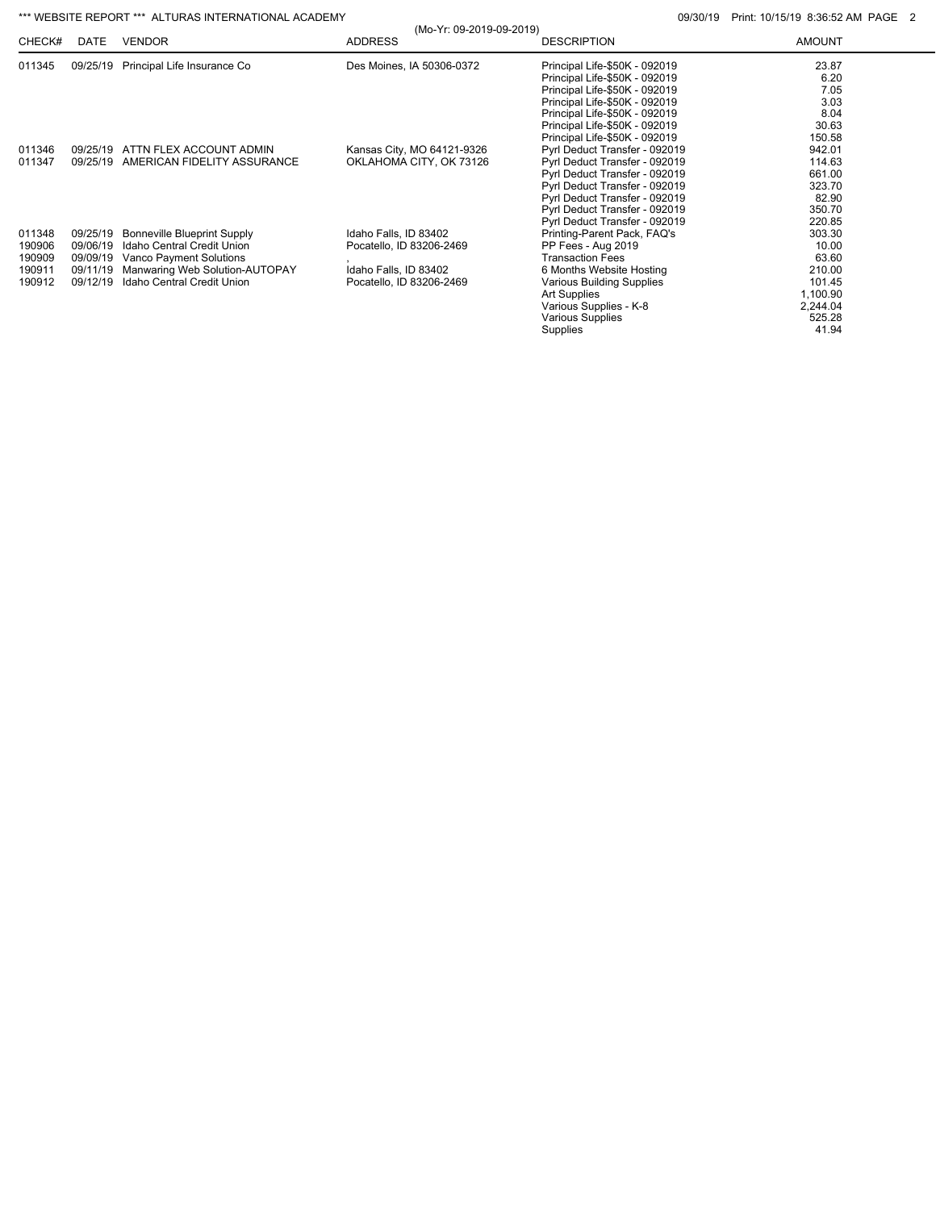| CHECK# | DATE | VENDOR | ADDRESS | DESCRIPTION | AMOUNT |
|---|---|---|---|---|---|
| 011345 | 09/25/19 | Principal Life Insurance Co | Des Moines, IA 50306-0372 | Principal Life-$50K - 092019 | 23.87 |
| | | | | Principal Life-$50K - 092019 | 6.20 |
| | | | | Principal Life-$50K - 092019 | 7.05 |
| | | | | Principal Life-$50K - 092019 | 3.03 |
| | | | | Principal Life-$50K - 092019 | 8.04 |
| | | | | Principal Life-$50K - 092019 | 30.63 |
| | | | | Principal Life-$50K - 092019 | 150.58 |
| 011346 | 09/25/19 | ATTN FLEX ACCOUNT ADMIN | Kansas City, MO 64121-9326 | Pyrl Deduct Transfer - 092019 | 942.01 |
| 011347 | 09/25/19 | AMERICAN FIDELITY ASSURANCE | OKLAHOMA CITY, OK 73126 | Pyrl Deduct Transfer - 092019 | 114.63 |
| | | | | Pyrl Deduct Transfer - 092019 | 661.00 |
| | | | | Pyrl Deduct Transfer - 092019 | 323.70 |
| | | | | Pyrl Deduct Transfer - 092019 | 82.90 |
| | | | | Pyrl Deduct Transfer - 092019 | 350.70 |
| | | | | Pyrl Deduct Transfer - 092019 | 220.85 |
| 011348 | 09/25/19 | Bonneville Blueprint Supply | Idaho Falls, ID 83402 | Printing-Parent Pack, FAQ's | 303.30 |
| 190906 | 09/06/19 | Idaho Central Credit Union | Pocatello, ID 83206-2469 | PP Fees - Aug 2019 | 10.00 |
| 190909 | 09/09/19 | Vanco Payment Solutions | , | Transaction Fees | 63.60 |
| 190911 | 09/11/19 | Manwaring Web Solution-AUTOPAY | Idaho Falls, ID 83402 | 6 Months Website Hosting | 210.00 |
| 190912 | 09/12/19 | Idaho Central Credit Union | Pocatello, ID 83206-2469 | Various Building Supplies | 101.45 |
| | | | | Art Supplies | 1,100.90 |
| | | | | Various Supplies - K-8 | 2,244.04 |
| | | | | Various Supplies | 525.28 |
| | | | | Supplies | 41.94 |